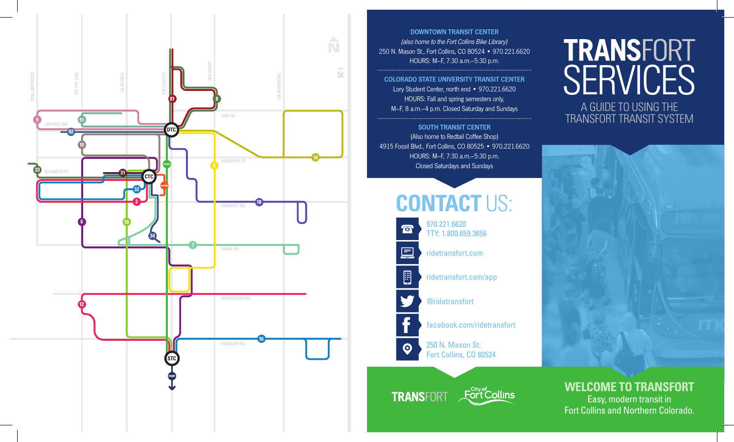# TRANSFORT SERVICES

A GUIDE TO USING THE TRANSFORT TRANSIT SYSTEM

**DOWNTOWN TRANSIT CENTER**
*(also home to the Fort Collins Bike Library)*
250 N. Mason St., Fort Collins, CO 80524 • 970.221.6620
HOURS: M–F, 7:30 a.m.–5:30 p.m.

**COLORADO STATE UNIVERSITY TRANSIT CENTER**
Lory Student Center, north end • 970.221.6620
HOURS: Fall and spring semesters only,
M–F, 8 a.m.–4 p.m. Closed Saturday and Sundays

**SOUTH TRANSIT CENTER**
(Also home to Redtail Coffee Shop)
4915 Fossil Blvd., Fort Collins, CO 80525 • 970.221.6620
HOURS: M–F, 7:30 a.m.–5:30 p.m.
Closed Saturdays and Sundays

## CONTACT US:

- 970.221.6620
  TTY: 1.800.659.3656
- ridetransfort.com
- ridetransfort.com/app
- @ridetransfort
- facebook.com/ridetransfort
- 250 N. Mason St.
  Fort Collins, CO 80524

TRANSFORT | City of Fort Collins

## WELCOME TO TRANSFORT

Easy, modern transit in
Fort Collins and Northern Colorado.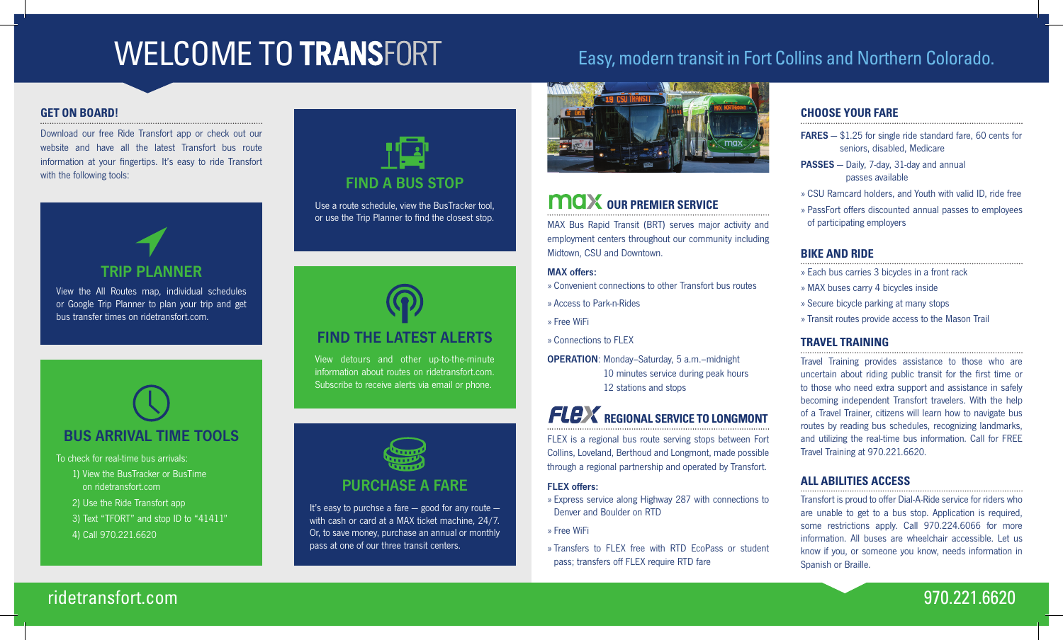# WELCOME TO TRANSFORT

Easy, modern transit in Fort Collins and Northern Colorado.

## GET ON BOARD!

Download our free Ride Transfort app or check out our website and have all the latest Transfort bus route information at your fingertips. It's easy to ride Transfort with the following tools:

### TRIP PLANNER

View the All Routes map, individual schedules or Google Trip Planner to plan your trip and get bus transfer times on ridetransfort.com.

### BUS ARRIVAL TIME TOOLS

To check for real-time bus arrivals:

1) View the BusTracker or BusTime on ridetransfort.com
2) Use the Ride Transfort app
3) Text "TFORT" and stop ID to "41411"
4) Call 970.221.6620

### FIND A BUS STOP

Use a route schedule, view the BusTracker tool, or use the Trip Planner to find the closest stop.

### FIND THE LATEST ALERTS

View detours and other up-to-the-minute information about routes on ridetransfort.com. Subscribe to receive alerts via email or phone.

### PURCHASE A FARE

It's easy to purchase a fare — good for any route — with cash or card at a MAX ticket machine, 24/7. Or, to save money, purchase an annual or monthly pass at one of our three transit centers.

## MAX OUR PREMIER SERVICE

MAX Bus Rapid Transit (BRT) serves major activity and employment centers throughout our community including Midtown, CSU and Downtown.

**MAX offers:**

- » Convenient connections to other Transfort bus routes
- » Access to Park-n-Rides
- » Free WiFi
- » Connections to FLEX

**OPERATION**: Monday–Saturday, 5 a.m.–midnight
10 minutes service during peak hours
12 stations and stops

## FLEX REGIONAL SERVICE TO LONGMONT

FLEX is a regional bus route serving stops between Fort Collins, Loveland, Berthoud and Longmont, made possible through a regional partnership and operated by Transfort.

**FLEX offers:**

- » Express service along Highway 287 with connections to Denver and Boulder on RTD
- » Free WiFi
- » Transfers to FLEX free with RTD EcoPass or student pass; transfers off FLEX require RTD fare

## CHOOSE YOUR FARE

**FARES** — $1.25 for single ride standard fare, 60 cents for seniors, disabled, Medicare

**PASSES** — Daily, 7-day, 31-day and annual passes available

- » CSU Ramcard holders, and Youth with valid ID, ride free
- » PassFort offers discounted annual passes to employees of participating employers

## BIKE AND RIDE

- » Each bus carries 3 bicycles in a front rack
- » MAX buses carry 4 bicycles inside
- » Secure bicycle parking at many stops
- » Transit routes provide access to the Mason Trail

## TRAVEL TRAINING

Travel Training provides assistance to those who are uncertain about riding public transit for the first time or to those who need extra support and assistance in safely becoming independent Transfort travelers. With the help of a Travel Trainer, citizens will learn how to navigate bus routes by reading bus schedules, recognizing landmarks, and utilizing the real-time bus information. Call for FREE Travel Training at 970.221.6620.

## ALL ABILITIES ACCESS

Transfort is proud to offer Dial-A-Ride service for riders who are unable to get to a bus stop. Application is required, some restrictions apply. Call 970.224.6066 for more information. All buses are wheelchair accessible. Let us know if you, or someone you know, needs information in Spanish or Braille.

ridetransfort.com

970.221.6620